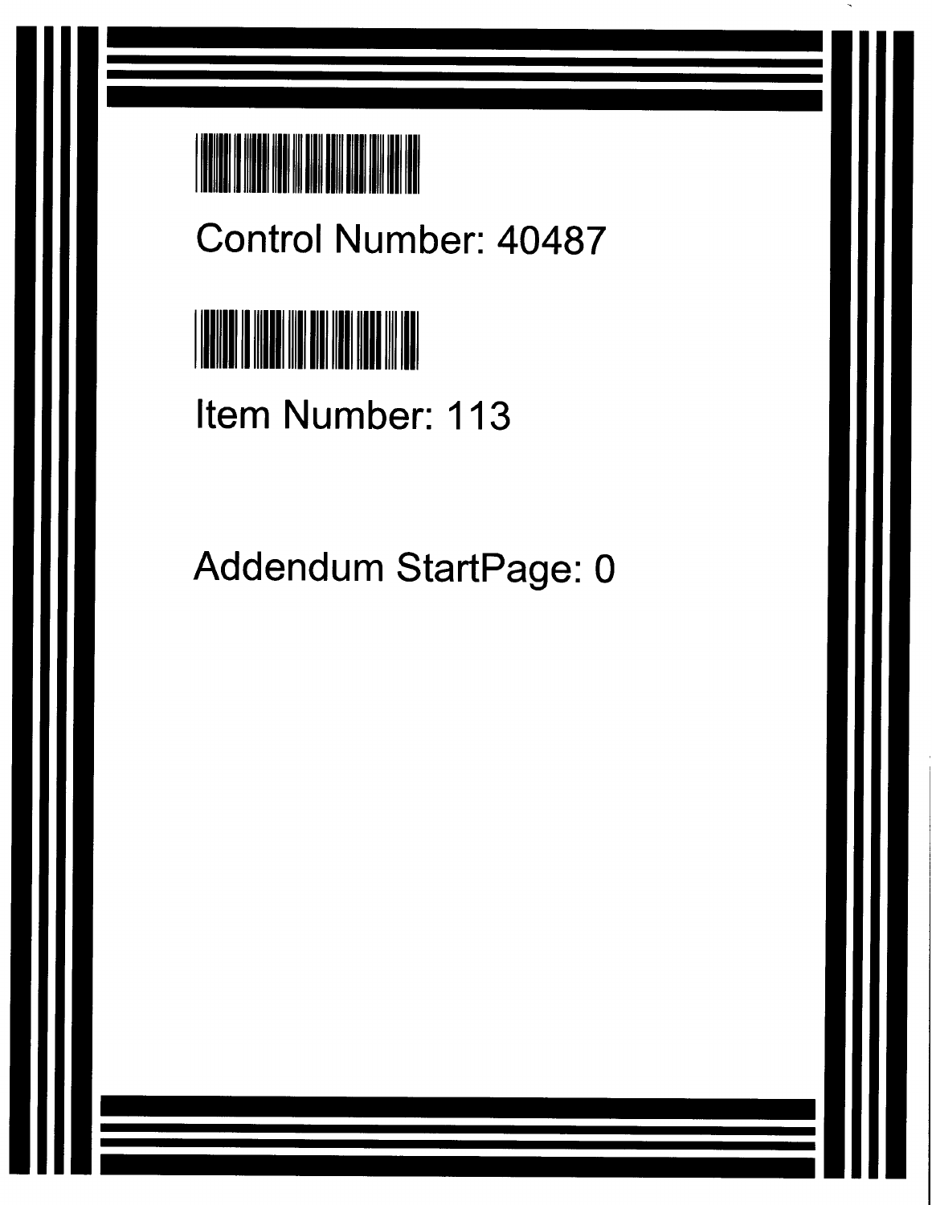Control Number: 40487

Item Number: 113

Addendum StartPage: 0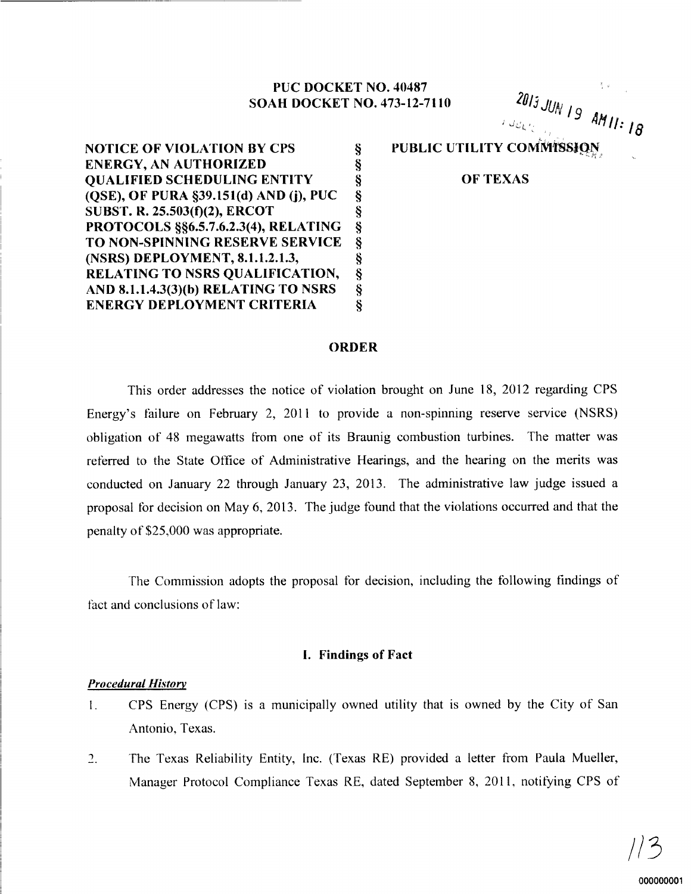**PUC DOCKET NO. 40487**
**SOAH DOCKET NO. 473-12-7110**

2013 JUN 19 AM 11: 18

| | | |
|---|---|---|
| **NOTICE OF VIOLATION BY CPS ENERGY, AN AUTHORIZED QUALIFIED SCHEDULING ENTITY (QSE), OF PURA §39.151(d) AND (j), PUC SUBST. R. 25.503(f)(2), ERCOT PROTOCOLS §§6.5.7.6.2.3(4), RELATING TO NON-SPINNING RESERVE SERVICE (NSRS) DEPLOYMENT, 8.1.1.2.1.3, RELATING TO NSRS QUALIFICATION, AND 8.1.1.4.3(3)(b) RELATING TO NSRS ENERGY DEPLOYMENT CRITERIA** | § | **PUBLIC UTILITY COMMISSION OF TEXAS** |

## ORDER

This order addresses the notice of violation brought on June 18, 2012 regarding CPS Energy's failure on February 2, 2011 to provide a non-spinning reserve service (NSRS) obligation of 48 megawatts from one of its Braunig combustion turbines. The matter was referred to the State Office of Administrative Hearings, and the hearing on the merits was conducted on January 22 through January 23, 2013. The administrative law judge issued a proposal for decision on May 6, 2013. The judge found that the violations occurred and that the penalty of $25,000 was appropriate.

The Commission adopts the proposal for decision, including the following findings of fact and conclusions of law:

### I. Findings of Fact

***Procedural History***

1. CPS Energy (CPS) is a municipally owned utility that is owned by the City of San Antonio, Texas.
2. The Texas Reliability Entity, Inc. (Texas RE) provided a letter from Paula Mueller, Manager Protocol Compliance Texas RE, dated September 8, 2011, notifying CPS of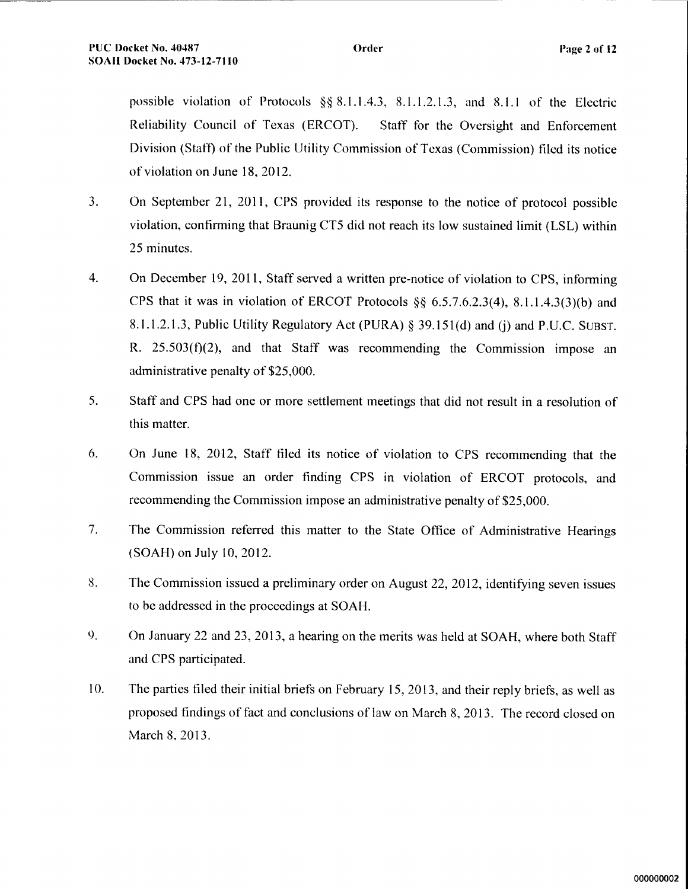possible violation of Protocols §§ 8.1.1.4.3, 8.1.1.2.1.3, and 8.1.1 of the Electric Reliability Council of Texas (ERCOT). Staff for the Oversight and Enforcement Division (Staff) of the Public Utility Commission of Texas (Commission) filed its notice of violation on June 18, 2012.

3. On September 21, 2011, CPS provided its response to the notice of protocol possible violation, confirming that Braunig CT5 did not reach its low sustained limit (LSL) within 25 minutes.

4. On December 19, 2011, Staff served a written pre-notice of violation to CPS, informing CPS that it was in violation of ERCOT Protocols §§ 6.5.7.6.2.3(4), 8.1.1.4.3(3)(b) and 8.1.1.2.1.3, Public Utility Regulatory Act (PURA) § 39.151(d) and (j) and P.U.C. SUBST. R. 25.503(f)(2), and that Staff was recommending the Commission impose an administrative penalty of $25,000.

5. Staff and CPS had one or more settlement meetings that did not result in a resolution of this matter.

6. On June 18, 2012, Staff filed its notice of violation to CPS recommending that the Commission issue an order finding CPS in violation of ERCOT protocols, and recommending the Commission impose an administrative penalty of $25,000.

7. The Commission referred this matter to the State Office of Administrative Hearings (SOAH) on July 10, 2012.

8. The Commission issued a preliminary order on August 22, 2012, identifying seven issues to be addressed in the proceedings at SOAH.

9. On January 22 and 23, 2013, a hearing on the merits was held at SOAH, where both Staff and CPS participated.

10. The parties filed their initial briefs on February 15, 2013, and their reply briefs, as well as proposed findings of fact and conclusions of law on March 8, 2013. The record closed on March 8, 2013.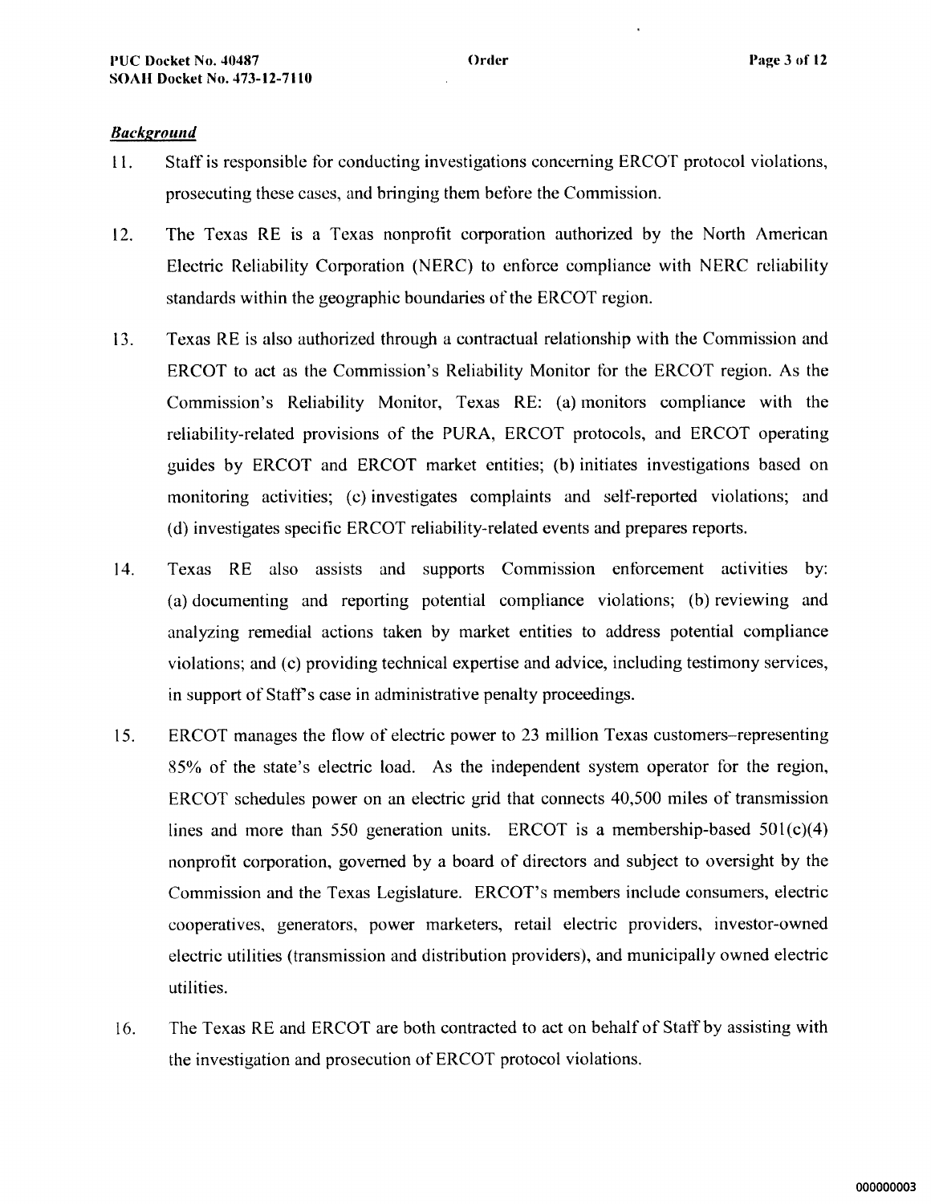***Background***

11. Staff is responsible for conducting investigations concerning ERCOT protocol violations, prosecuting these cases, and bringing them before the Commission.

12. The Texas RE is a Texas nonprofit corporation authorized by the North American Electric Reliability Corporation (NERC) to enforce compliance with NERC reliability standards within the geographic boundaries of the ERCOT region.

13. Texas RE is also authorized through a contractual relationship with the Commission and ERCOT to act as the Commission's Reliability Monitor for the ERCOT region. As the Commission's Reliability Monitor, Texas RE: (a) monitors compliance with the reliability-related provisions of the PURA, ERCOT protocols, and ERCOT operating guides by ERCOT and ERCOT market entities; (b) initiates investigations based on monitoring activities; (c) investigates complaints and self-reported violations; and (d) investigates specific ERCOT reliability-related events and prepares reports.

14. Texas RE also assists and supports Commission enforcement activities by: (a) documenting and reporting potential compliance violations; (b) reviewing and analyzing remedial actions taken by market entities to address potential compliance violations; and (c) providing technical expertise and advice, including testimony services, in support of Staff's case in administrative penalty proceedings.

15. ERCOT manages the flow of electric power to 23 million Texas customers–representing 85% of the state's electric load. As the independent system operator for the region, ERCOT schedules power on an electric grid that connects 40,500 miles of transmission lines and more than 550 generation units. ERCOT is a membership-based 501(c)(4) nonprofit corporation, governed by a board of directors and subject to oversight by the Commission and the Texas Legislature. ERCOT's members include consumers, electric cooperatives, generators, power marketers, retail electric providers, investor-owned electric utilities (transmission and distribution providers), and municipally owned electric utilities.

16. The Texas RE and ERCOT are both contracted to act on behalf of Staff by assisting with the investigation and prosecution of ERCOT protocol violations.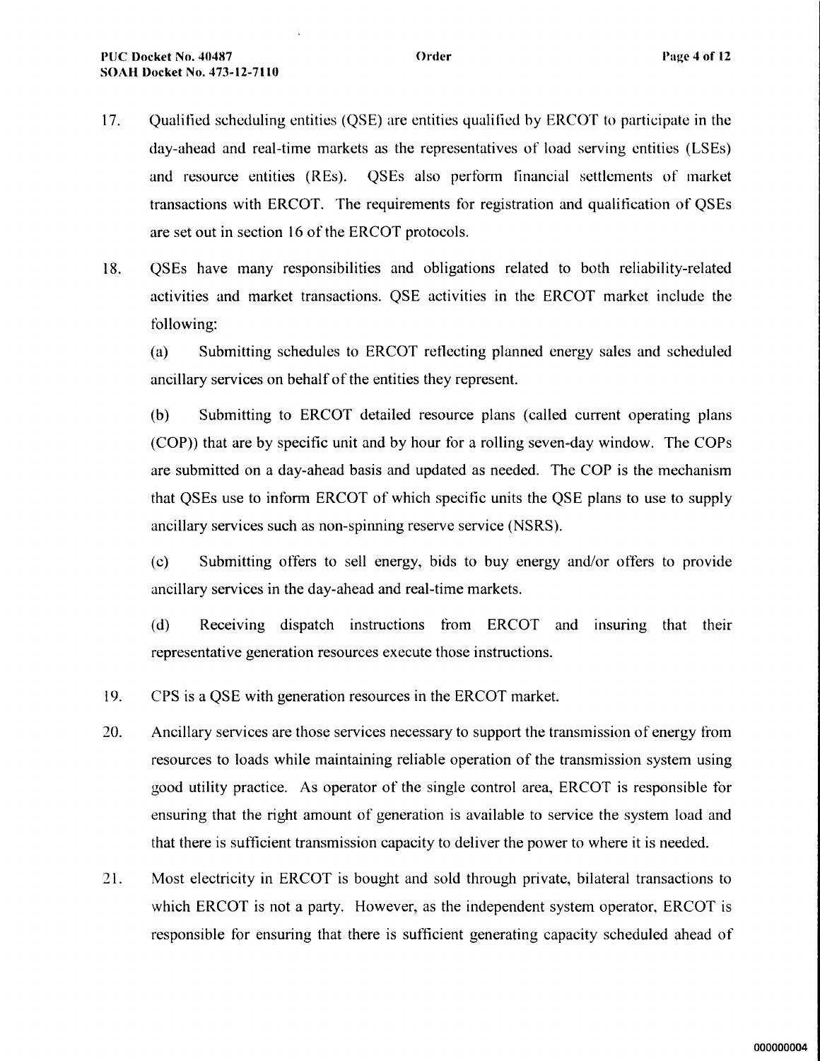17. Qualified scheduling entities (QSE) are entities qualified by ERCOT to participate in the day-ahead and real-time markets as the representatives of load serving entities (LSEs) and resource entities (REs). QSEs also perform financial settlements of market transactions with ERCOT. The requirements for registration and qualification of QSEs are set out in section 16 of the ERCOT protocols.

18. QSEs have many responsibilities and obligations related to both reliability-related activities and market transactions. QSE activities in the ERCOT market include the following:

    (a) Submitting schedules to ERCOT reflecting planned energy sales and scheduled ancillary services on behalf of the entities they represent.

    (b) Submitting to ERCOT detailed resource plans (called current operating plans (COP)) that are by specific unit and by hour for a rolling seven-day window. The COPs are submitted on a day-ahead basis and updated as needed. The COP is the mechanism that QSEs use to inform ERCOT of which specific units the QSE plans to use to supply ancillary services such as non-spinning reserve service (NSRS).

    (c) Submitting offers to sell energy, bids to buy energy and/or offers to provide ancillary services in the day-ahead and real-time markets.

    (d) Receiving dispatch instructions from ERCOT and insuring that their representative generation resources execute those instructions.

19. CPS is a QSE with generation resources in the ERCOT market.

20. Ancillary services are those services necessary to support the transmission of energy from resources to loads while maintaining reliable operation of the transmission system using good utility practice. As operator of the single control area, ERCOT is responsible for ensuring that the right amount of generation is available to service the system load and that there is sufficient transmission capacity to deliver the power to where it is needed.

21. Most electricity in ERCOT is bought and sold through private, bilateral transactions to which ERCOT is not a party. However, as the independent system operator, ERCOT is responsible for ensuring that there is sufficient generating capacity scheduled ahead of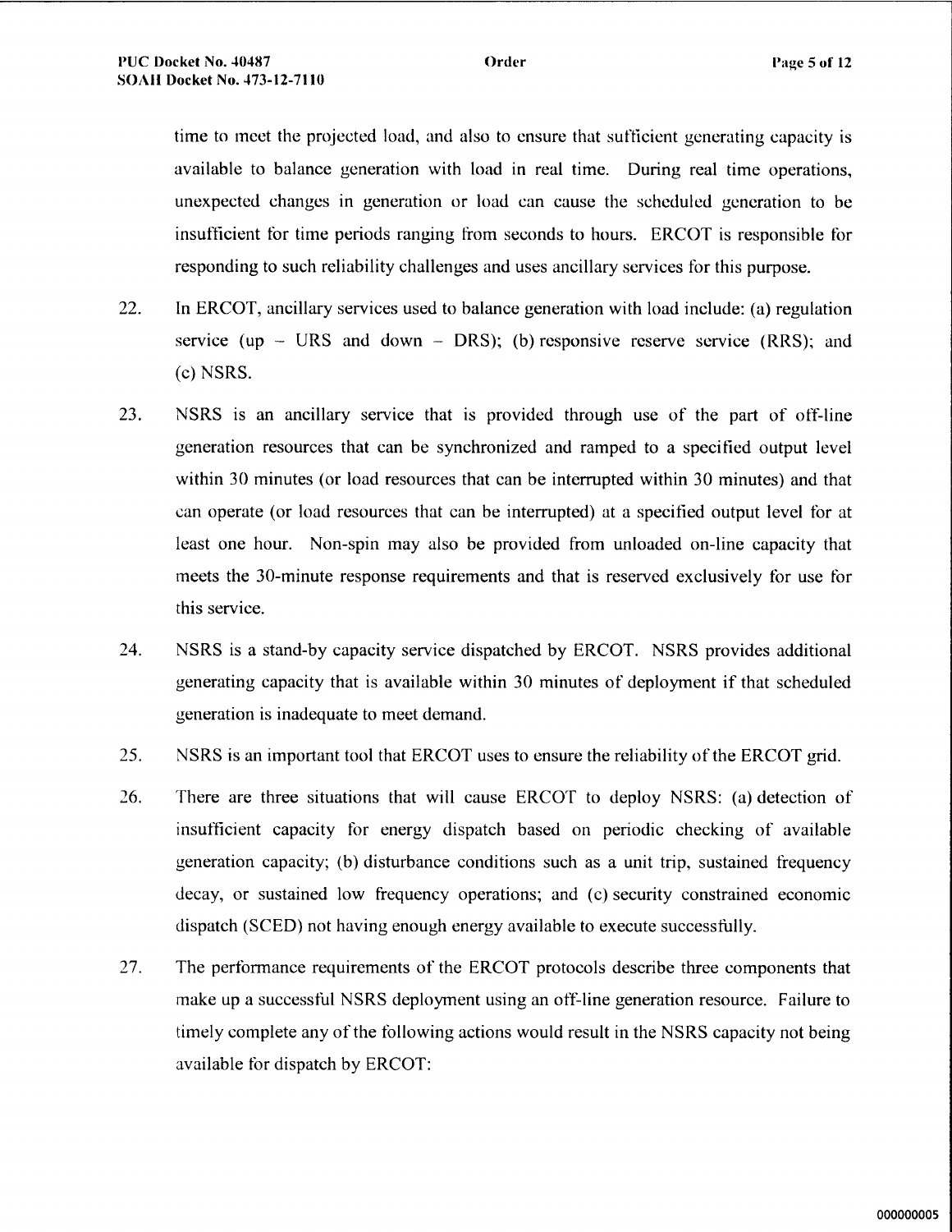time to meet the projected load, and also to ensure that sufficient generating capacity is available to balance generation with load in real time. During real time operations, unexpected changes in generation or load can cause the scheduled generation to be insufficient for time periods ranging from seconds to hours. ERCOT is responsible for responding to such reliability challenges and uses ancillary services for this purpose.

22. In ERCOT, ancillary services used to balance generation with load include: (a) regulation service (up – URS and down – DRS); (b) responsive reserve service (RRS); and (c) NSRS.

23. NSRS is an ancillary service that is provided through use of the part of off-line generation resources that can be synchronized and ramped to a specified output level within 30 minutes (or load resources that can be interrupted within 30 minutes) and that can operate (or load resources that can be interrupted) at a specified output level for at least one hour. Non-spin may also be provided from unloaded on-line capacity that meets the 30-minute response requirements and that is reserved exclusively for use for this service.

24. NSRS is a stand-by capacity service dispatched by ERCOT. NSRS provides additional generating capacity that is available within 30 minutes of deployment if that scheduled generation is inadequate to meet demand.

25. NSRS is an important tool that ERCOT uses to ensure the reliability of the ERCOT grid.

26. There are three situations that will cause ERCOT to deploy NSRS: (a) detection of insufficient capacity for energy dispatch based on periodic checking of available generation capacity; (b) disturbance conditions such as a unit trip, sustained frequency decay, or sustained low frequency operations; and (c) security constrained economic dispatch (SCED) not having enough energy available to execute successfully.

27. The performance requirements of the ERCOT protocols describe three components that make up a successful NSRS deployment using an off-line generation resource. Failure to timely complete any of the following actions would result in the NSRS capacity not being available for dispatch by ERCOT: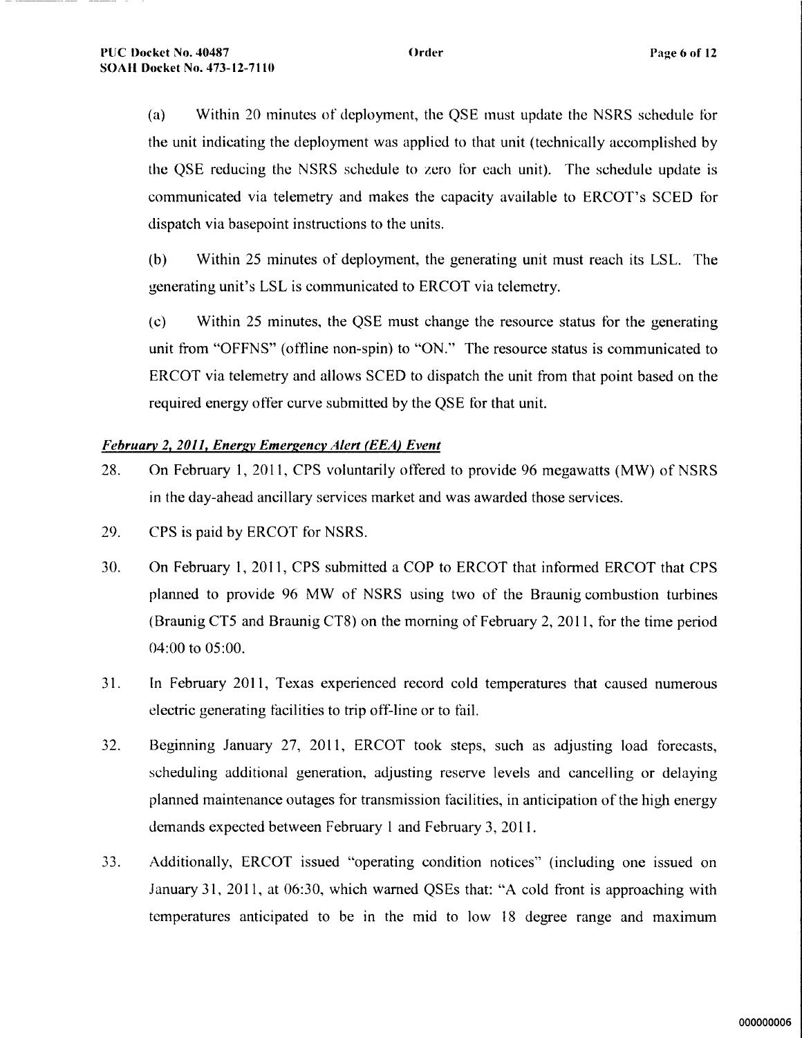(a) Within 20 minutes of deployment, the QSE must update the NSRS schedule for the unit indicating the deployment was applied to that unit (technically accomplished by the QSE reducing the NSRS schedule to zero for each unit). The schedule update is communicated via telemetry and makes the capacity available to ERCOT's SCED for dispatch via basepoint instructions to the units.

(b) Within 25 minutes of deployment, the generating unit must reach its LSL. The generating unit's LSL is communicated to ERCOT via telemetry.

(c) Within 25 minutes, the QSE must change the resource status for the generating unit from "OFFNS" (offline non-spin) to "ON." The resource status is communicated to ERCOT via telemetry and allows SCED to dispatch the unit from that point based on the required energy offer curve submitted by the QSE for that unit.

***February 2, 2011, Energy Emergency Alert (EEA) Event***

28. On February 1, 2011, CPS voluntarily offered to provide 96 megawatts (MW) of NSRS in the day-ahead ancillary services market and was awarded those services.

29. CPS is paid by ERCOT for NSRS.

30. On February 1, 2011, CPS submitted a COP to ERCOT that informed ERCOT that CPS planned to provide 96 MW of NSRS using two of the Braunig combustion turbines (Braunig CT5 and Braunig CT8) on the morning of February 2, 2011, for the time period 04:00 to 05:00.

31. In February 2011, Texas experienced record cold temperatures that caused numerous electric generating facilities to trip off-line or to fail.

32. Beginning January 27, 2011, ERCOT took steps, such as adjusting load forecasts, scheduling additional generation, adjusting reserve levels and cancelling or delaying planned maintenance outages for transmission facilities, in anticipation of the high energy demands expected between February 1 and February 3, 2011.

33. Additionally, ERCOT issued "operating condition notices" (including one issued on January 31, 2011, at 06:30, which warned QSEs that: "A cold front is approaching with temperatures anticipated to be in the mid to low 18 degree range and maximum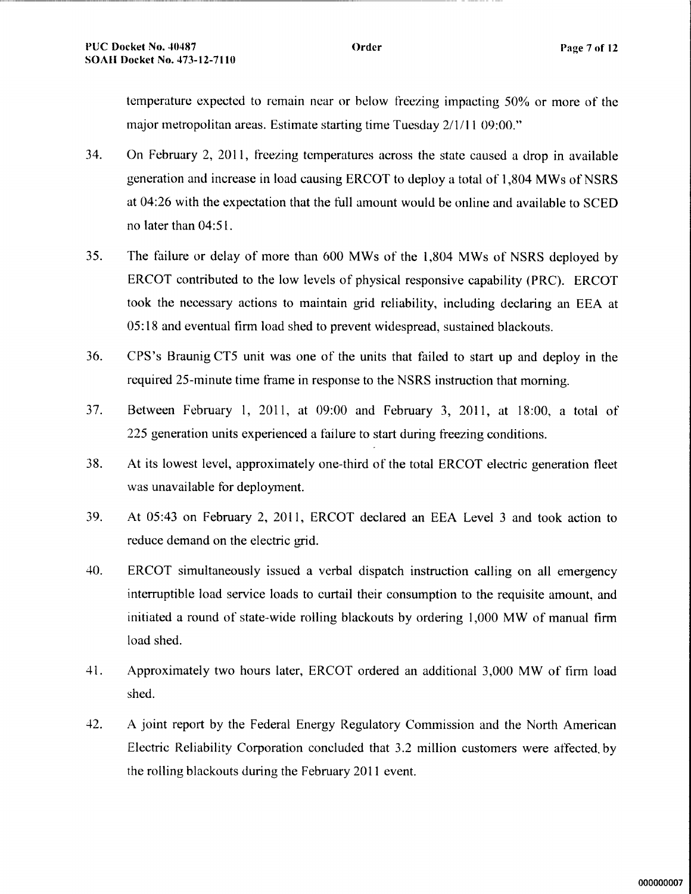temperature expected to remain near or below freezing impacting 50% or more of the major metropolitan areas. Estimate starting time Tuesday 2/1/11 09:00."

34. On February 2, 2011, freezing temperatures across the state caused a drop in available generation and increase in load causing ERCOT to deploy a total of 1,804 MWs of NSRS at 04:26 with the expectation that the full amount would be online and available to SCED no later than 04:51.

35. The failure or delay of more than 600 MWs of the 1,804 MWs of NSRS deployed by ERCOT contributed to the low levels of physical responsive capability (PRC). ERCOT took the necessary actions to maintain grid reliability, including declaring an EEA at 05:18 and eventual firm load shed to prevent widespread, sustained blackouts.

36. CPS's Braunig CT5 unit was one of the units that failed to start up and deploy in the required 25-minute time frame in response to the NSRS instruction that morning.

37. Between February 1, 2011, at 09:00 and February 3, 2011, at 18:00, a total of 225 generation units experienced a failure to start during freezing conditions.

38. At its lowest level, approximately one-third of the total ERCOT electric generation fleet was unavailable for deployment.

39. At 05:43 on February 2, 2011, ERCOT declared an EEA Level 3 and took action to reduce demand on the electric grid.

40. ERCOT simultaneously issued a verbal dispatch instruction calling on all emergency interruptible load service loads to curtail their consumption to the requisite amount, and initiated a round of state-wide rolling blackouts by ordering 1,000 MW of manual firm load shed.

41. Approximately two hours later, ERCOT ordered an additional 3,000 MW of firm load shed.

42. A joint report by the Federal Energy Regulatory Commission and the North American Electric Reliability Corporation concluded that 3.2 million customers were affected by the rolling blackouts during the February 2011 event.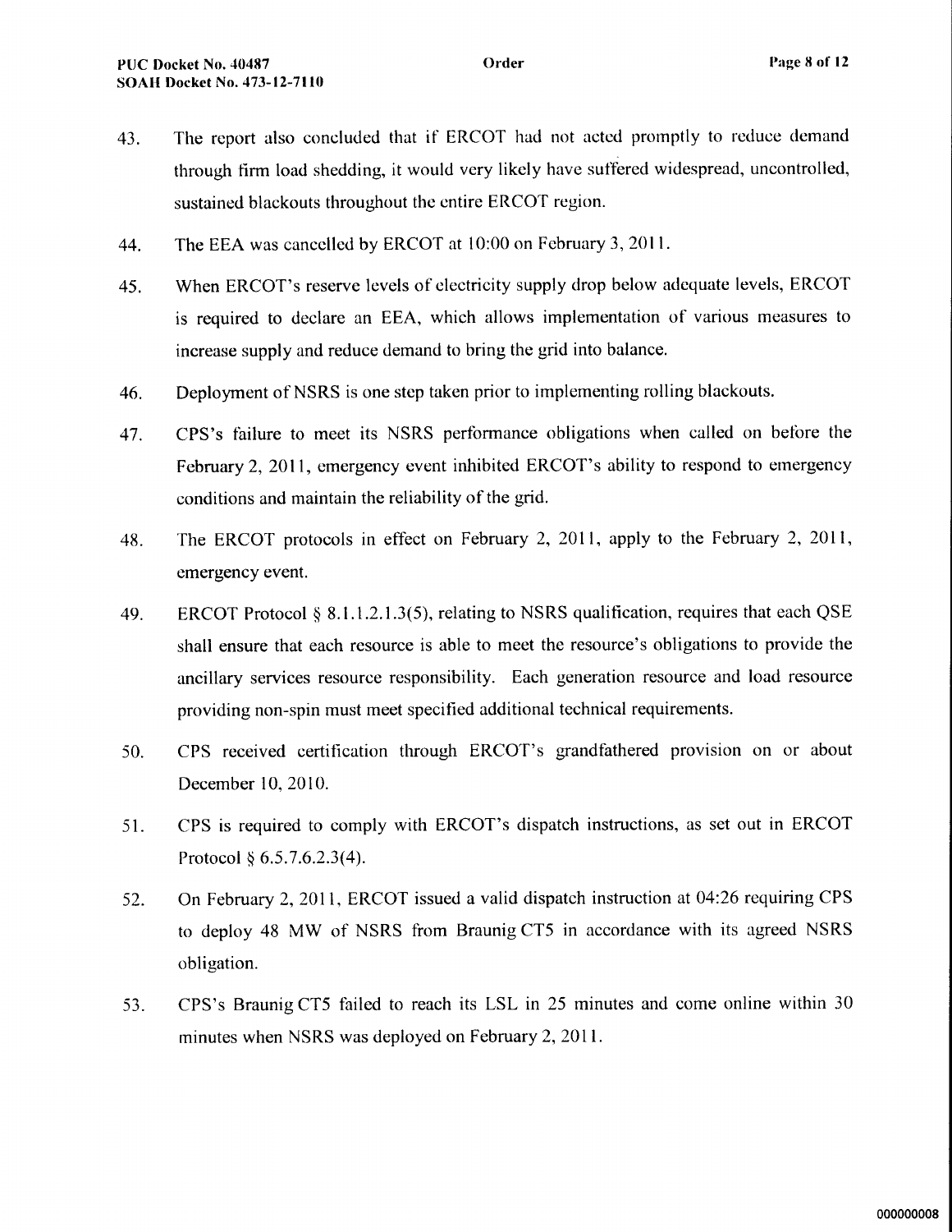43. The report also concluded that if ERCOT had not acted promptly to reduce demand through firm load shedding, it would very likely have suffered widespread, uncontrolled, sustained blackouts throughout the entire ERCOT region.

44. The EEA was cancelled by ERCOT at 10:00 on February 3, 2011.

45. When ERCOT's reserve levels of electricity supply drop below adequate levels, ERCOT is required to declare an EEA, which allows implementation of various measures to increase supply and reduce demand to bring the grid into balance.

46. Deployment of NSRS is one step taken prior to implementing rolling blackouts.

47. CPS's failure to meet its NSRS performance obligations when called on before the February 2, 2011, emergency event inhibited ERCOT's ability to respond to emergency conditions and maintain the reliability of the grid.

48. The ERCOT protocols in effect on February 2, 2011, apply to the February 2, 2011, emergency event.

49. ERCOT Protocol § 8.1.1.2.1.3(5), relating to NSRS qualification, requires that each QSE shall ensure that each resource is able to meet the resource's obligations to provide the ancillary services resource responsibility. Each generation resource and load resource providing non-spin must meet specified additional technical requirements.

50. CPS received certification through ERCOT's grandfathered provision on or about December 10, 2010.

51. CPS is required to comply with ERCOT's dispatch instructions, as set out in ERCOT Protocol § 6.5.7.6.2.3(4).

52. On February 2, 2011, ERCOT issued a valid dispatch instruction at 04:26 requiring CPS to deploy 48 MW of NSRS from Braunig CT5 in accordance with its agreed NSRS obligation.

53. CPS's Braunig CT5 failed to reach its LSL in 25 minutes and come online within 30 minutes when NSRS was deployed on February 2, 2011.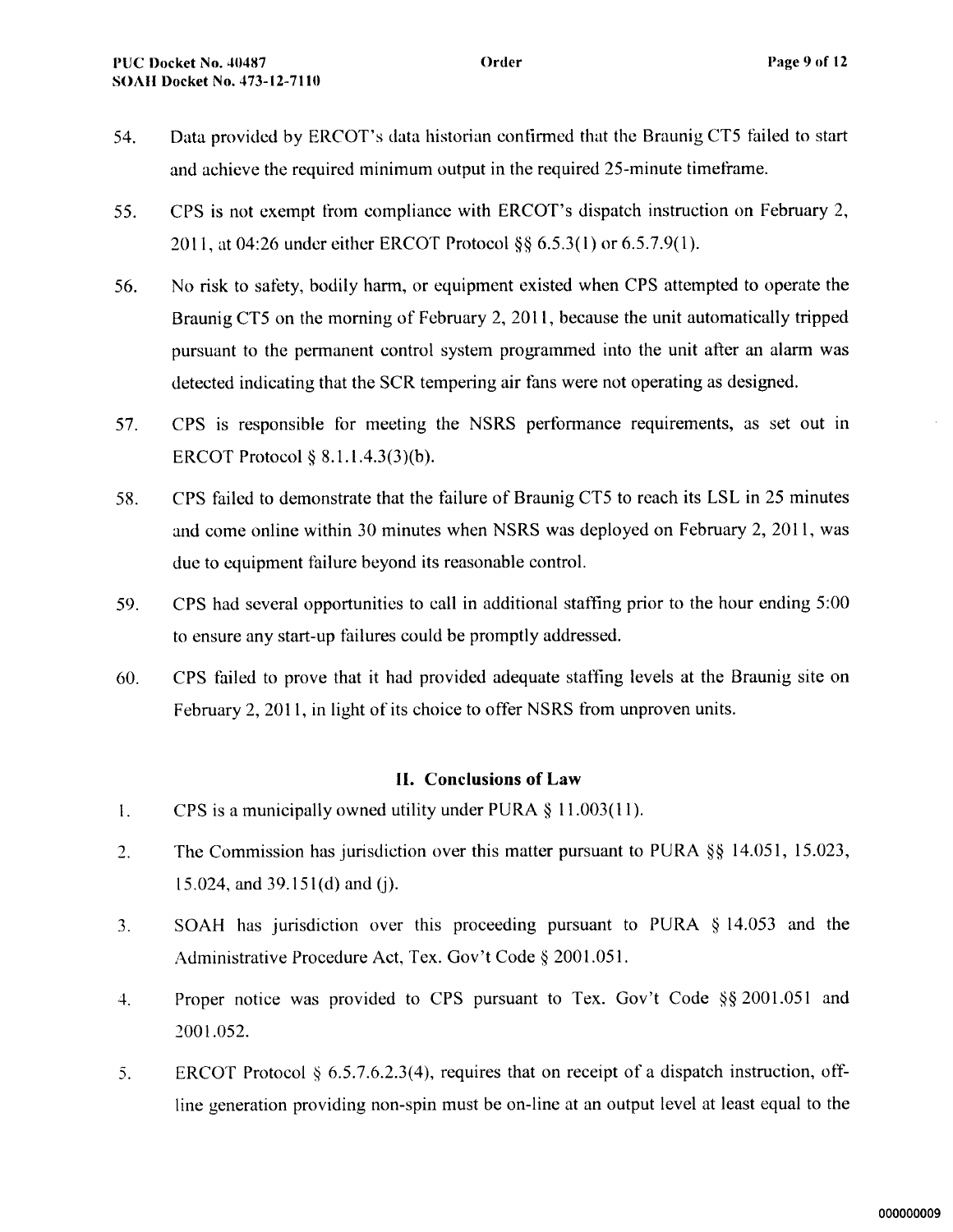54. Data provided by ERCOT's data historian confirmed that the Braunig CT5 failed to start and achieve the required minimum output in the required 25-minute timeframe.

55. CPS is not exempt from compliance with ERCOT's dispatch instruction on February 2, 2011, at 04:26 under either ERCOT Protocol §§ 6.5.3(1) or 6.5.7.9(1).

56. No risk to safety, bodily harm, or equipment existed when CPS attempted to operate the Braunig CT5 on the morning of February 2, 2011, because the unit automatically tripped pursuant to the permanent control system programmed into the unit after an alarm was detected indicating that the SCR tempering air fans were not operating as designed.

57. CPS is responsible for meeting the NSRS performance requirements, as set out in ERCOT Protocol § 8.1.1.4.3(3)(b).

58. CPS failed to demonstrate that the failure of Braunig CT5 to reach its LSL in 25 minutes and come online within 30 minutes when NSRS was deployed on February 2, 2011, was due to equipment failure beyond its reasonable control.

59. CPS had several opportunities to call in additional staffing prior to the hour ending 5:00 to ensure any start-up failures could be promptly addressed.

60. CPS failed to prove that it had provided adequate staffing levels at the Braunig site on February 2, 2011, in light of its choice to offer NSRS from unproven units.

## II. Conclusions of Law

1. CPS is a municipally owned utility under PURA § 11.003(11).

2. The Commission has jurisdiction over this matter pursuant to PURA §§ 14.051, 15.023, 15.024, and 39.151(d) and (j).

3. SOAH has jurisdiction over this proceeding pursuant to PURA § 14.053 and the Administrative Procedure Act, Tex. Gov't Code § 2001.051.

4. Proper notice was provided to CPS pursuant to Tex. Gov't Code §§ 2001.051 and 2001.052.

5. ERCOT Protocol § 6.5.7.6.2.3(4), requires that on receipt of a dispatch instruction, off-line generation providing non-spin must be on-line at an output level at least equal to the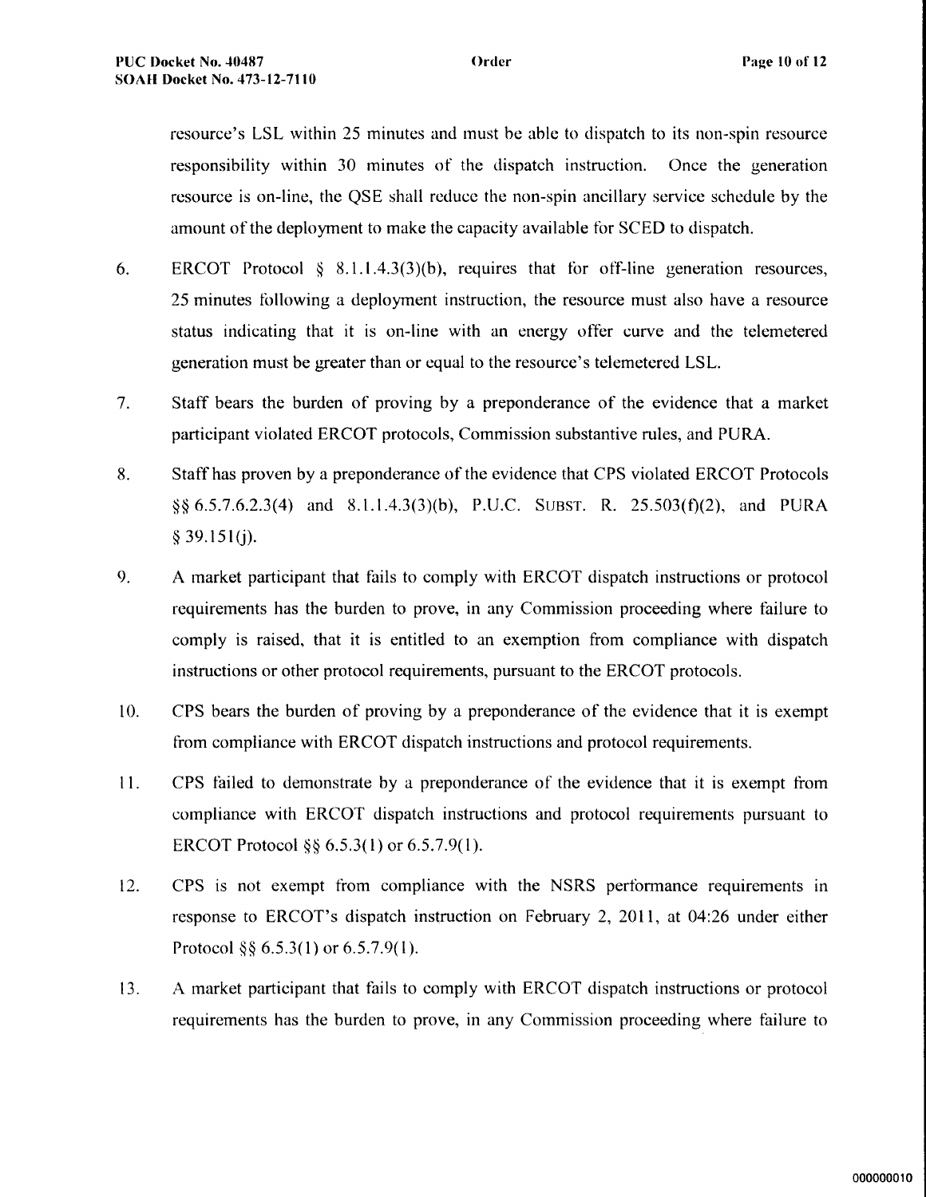resource's LSL within 25 minutes and must be able to dispatch to its non-spin resource responsibility within 30 minutes of the dispatch instruction. Once the generation resource is on-line, the QSE shall reduce the non-spin ancillary service schedule by the amount of the deployment to make the capacity available for SCED to dispatch.

6. ERCOT Protocol § 8.1.1.4.3(3)(b), requires that for off-line generation resources, 25 minutes following a deployment instruction, the resource must also have a resource status indicating that it is on-line with an energy offer curve and the telemetered generation must be greater than or equal to the resource's telemetered LSL.

7. Staff bears the burden of proving by a preponderance of the evidence that a market participant violated ERCOT protocols, Commission substantive rules, and PURA.

8. Staff has proven by a preponderance of the evidence that CPS violated ERCOT Protocols §§ 6.5.7.6.2.3(4) and 8.1.1.4.3(3)(b), P.U.C. SUBST. R. 25.503(f)(2), and PURA § 39.151(j).

9. A market participant that fails to comply with ERCOT dispatch instructions or protocol requirements has the burden to prove, in any Commission proceeding where failure to comply is raised, that it is entitled to an exemption from compliance with dispatch instructions or other protocol requirements, pursuant to the ERCOT protocols.

10. CPS bears the burden of proving by a preponderance of the evidence that it is exempt from compliance with ERCOT dispatch instructions and protocol requirements.

11. CPS failed to demonstrate by a preponderance of the evidence that it is exempt from compliance with ERCOT dispatch instructions and protocol requirements pursuant to ERCOT Protocol §§ 6.5.3(1) or 6.5.7.9(1).

12. CPS is not exempt from compliance with the NSRS performance requirements in response to ERCOT's dispatch instruction on February 2, 2011, at 04:26 under either Protocol §§ 6.5.3(1) or 6.5.7.9(1).

13. A market participant that fails to comply with ERCOT dispatch instructions or protocol requirements has the burden to prove, in any Commission proceeding where failure to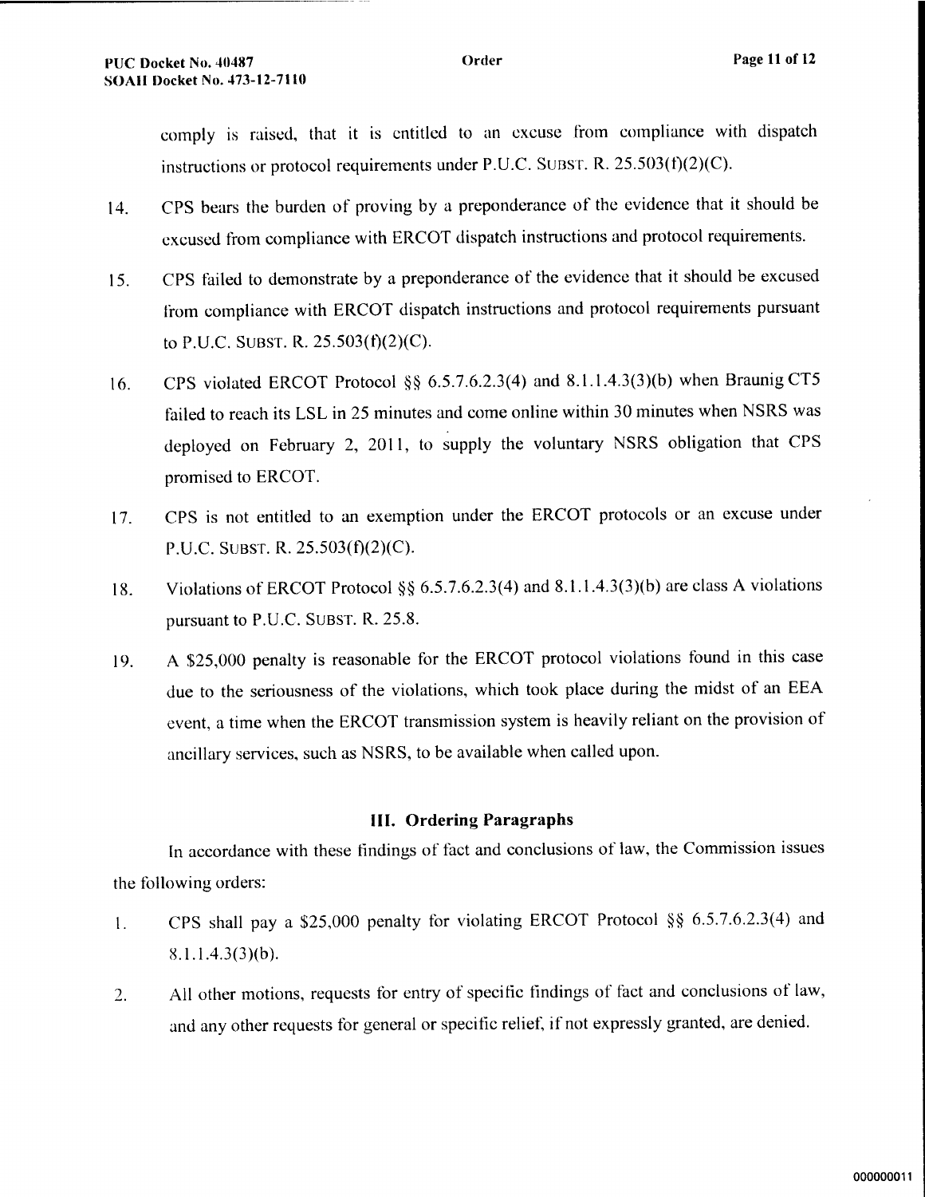comply is raised, that it is entitled to an excuse from compliance with dispatch instructions or protocol requirements under P.U.C. SUBST. R. 25.503(f)(2)(C).

14. CPS bears the burden of proving by a preponderance of the evidence that it should be excused from compliance with ERCOT dispatch instructions and protocol requirements.

15. CPS failed to demonstrate by a preponderance of the evidence that it should be excused from compliance with ERCOT dispatch instructions and protocol requirements pursuant to P.U.C. SUBST. R. 25.503(f)(2)(C).

16. CPS violated ERCOT Protocol §§ 6.5.7.6.2.3(4) and 8.1.1.4.3(3)(b) when Braunig CT5 failed to reach its LSL in 25 minutes and come online within 30 minutes when NSRS was deployed on February 2, 2011, to supply the voluntary NSRS obligation that CPS promised to ERCOT.

17. CPS is not entitled to an exemption under the ERCOT protocols or an excuse under P.U.C. SUBST. R. 25.503(f)(2)(C).

18. Violations of ERCOT Protocol §§ 6.5.7.6.2.3(4) and 8.1.1.4.3(3)(b) are class A violations pursuant to P.U.C. SUBST. R. 25.8.

19. A $25,000 penalty is reasonable for the ERCOT protocol violations found in this case due to the seriousness of the violations, which took place during the midst of an EEA event, a time when the ERCOT transmission system is heavily reliant on the provision of ancillary services, such as NSRS, to be available when called upon.

## III. Ordering Paragraphs

In accordance with these findings of fact and conclusions of law, the Commission issues the following orders:

1. CPS shall pay a $25,000 penalty for violating ERCOT Protocol §§ 6.5.7.6.2.3(4) and 8.1.1.4.3(3)(b).

2. All other motions, requests for entry of specific findings of fact and conclusions of law, and any other requests for general or specific relief, if not expressly granted, are denied.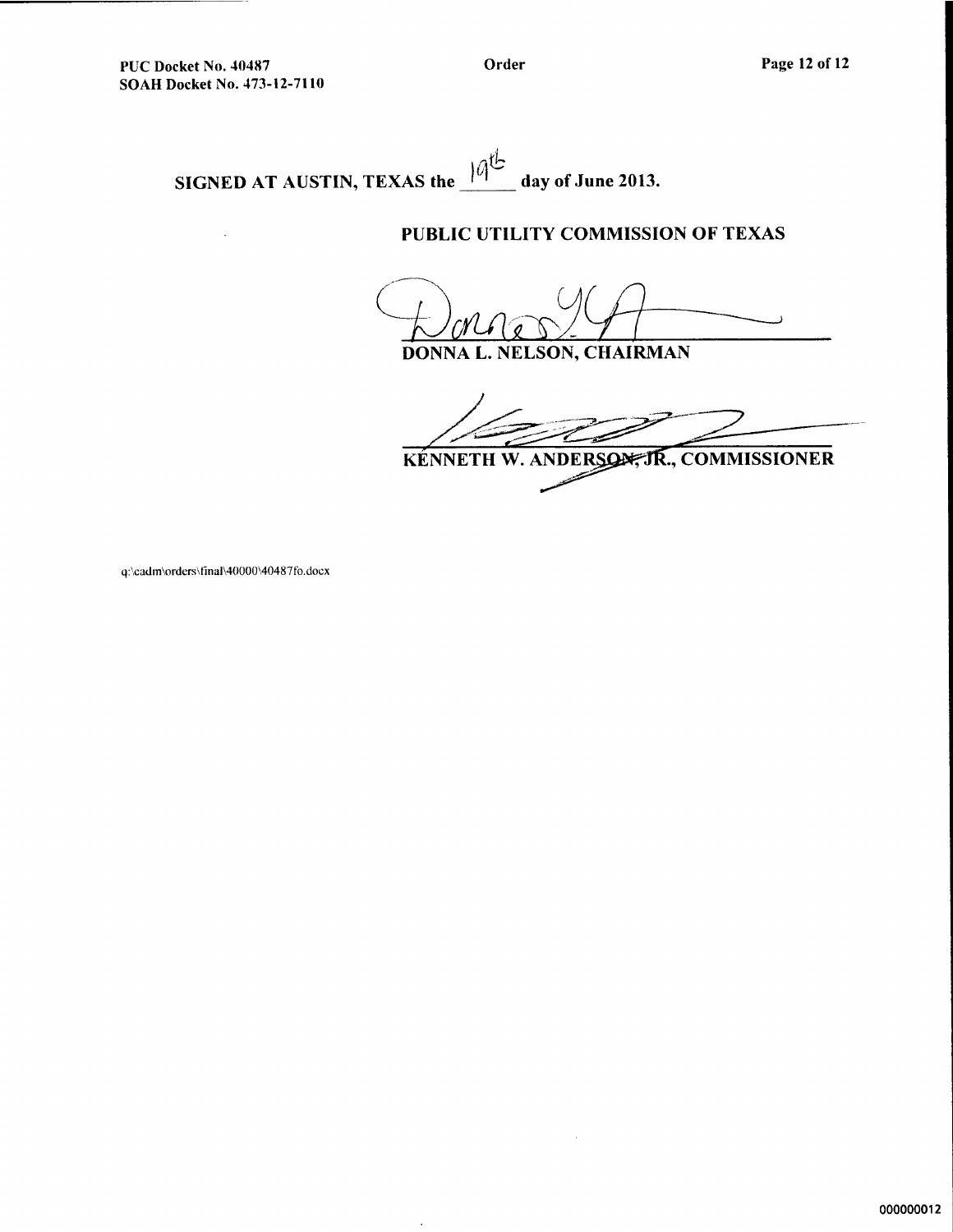**SIGNED AT AUSTIN, TEXAS the 19th day of June 2013.**

**PUBLIC UTILITY COMMISSION OF TEXAS**

**DONNA L. NELSON, CHAIRMAN**

**KENNETH W. ANDERSON, JR., COMMISSIONER**

q:\cadm\orders\final\40000\40487fo.docx